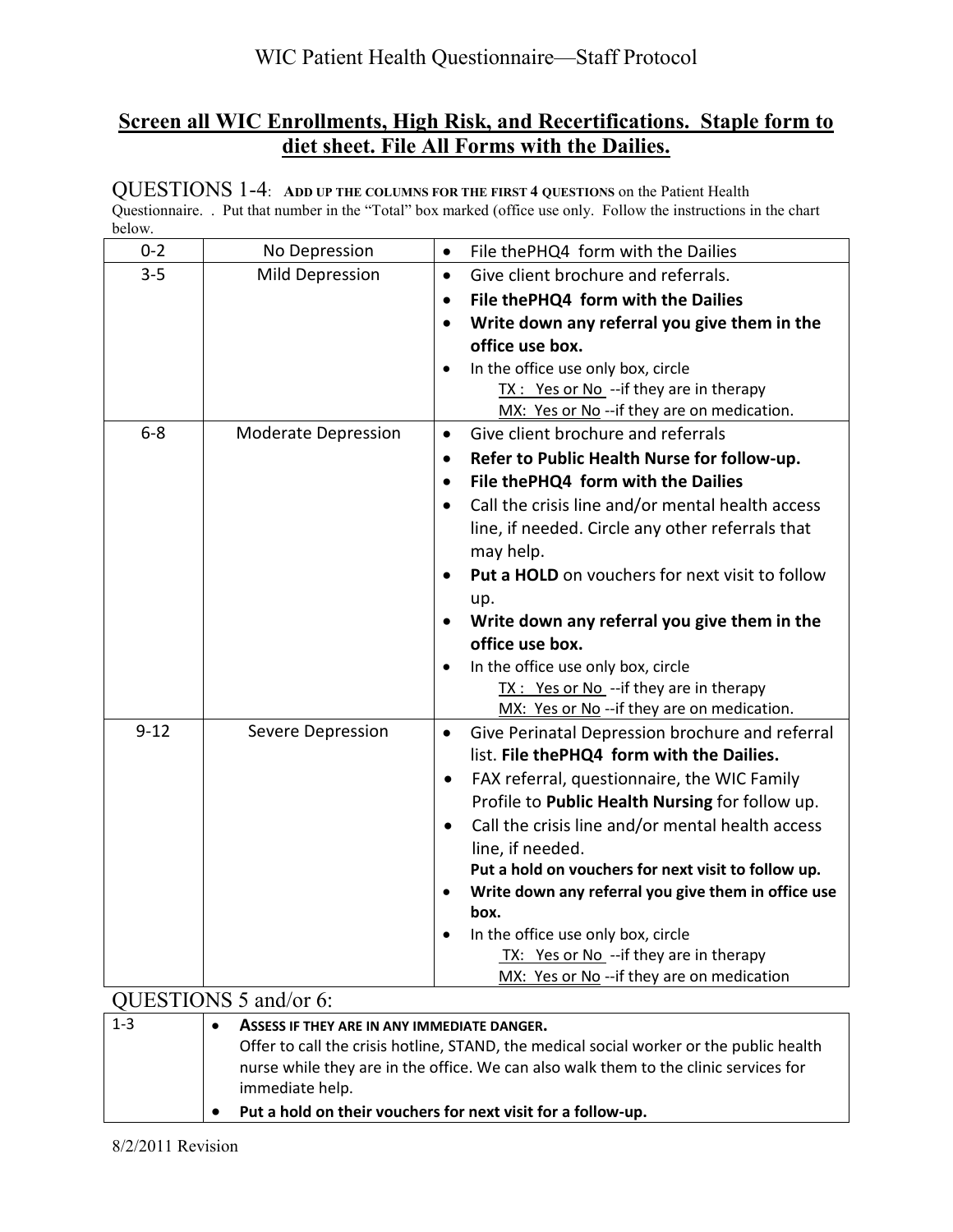# WIC Patient Health Questionnaire—Staff Protocol

## Screen all WIC Enrollments, High Risk, and Recertifications. Staple form to diet sheet. File All Forms with the Dailies.

QUESTIONS 1-4: **ADD UP THE COLUMNS FOR THE FIRST 4 QUESTIONS** on the Patient Health Questionnaire. . Put that number in the "Total" box marked (office use only. Follow the instructions in the chart below.

| | | |
|---|---|---|
| 0-2 | No Depression | • File thePHQ4 form with the Dailies |
| 3-5 | Mild Depression | • Give client brochure and referrals.<br>• **File thePHQ4 form with the Dailies**<br>• **Write down any referral you give them in the office use box.**<br>• In the office use only box, circle<br>TX : Yes or No --if they are in therapy<br>MX: Yes or No --if they are on medication. |
| 6-8 | Moderate Depression | • Give client brochure and referrals<br>• **Refer to Public Health Nurse for follow-up.**<br>• **File thePHQ4 form with the Dailies**<br>• Call the crisis line and/or mental health access line, if needed. Circle any other referrals that may help.<br>• **Put a HOLD** on vouchers for next visit to follow up.<br>• **Write down any referral you give them in the office use box.**<br>• In the office use only box, circle<br>TX : Yes or No --if they are in therapy<br>MX: Yes or No --if they are on medication. |
| 9-12 | Severe Depression | • Give Perinatal Depression brochure and referral list. **File thePHQ4 form with the Dailies.**<br>• FAX referral, questionnaire, the WIC Family Profile to **Public Health Nursing** for follow up.<br>• Call the crisis line and/or mental health access line, if needed.<br>**Put a hold on vouchers for next visit to follow up.**<br>• **Write down any referral you give them in office use box.**<br>• In the office use only box, circle<br>TX: Yes or No --if they are in therapy<br>MX: Yes or No --if they are on medication |

QUESTIONS 5 and/or 6:

| | |
|---|---|
| 1-3 | • **ASSESS IF THEY ARE IN ANY IMMEDIATE DANGER.**<br>Offer to call the crisis hotline, STAND, the medical social worker or the public health nurse while they are in the office. We can also walk them to the clinic services for immediate help.<br>• **Put a hold on their vouchers for next visit for a follow-up.** |

8/2/2011 Revision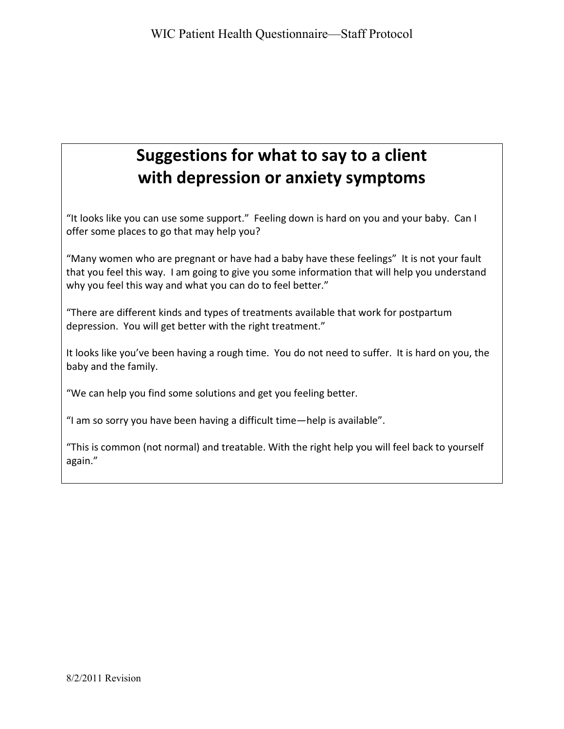## Suggestions for what to say to a client with depression or anxiety symptoms

"It looks like you can use some support." Feeling down is hard on you and your baby. Can I offer some places to go that may help you?

"Many women who are pregnant or have had a baby have these feelings" It is not your fault that you feel this way. I am going to give you some information that will help you understand why you feel this way and what you can do to feel better."

"There are different kinds and types of treatments available that work for postpartum depression. You will get better with the right treatment."

It looks like you've been having a rough time. You do not need to suffer. It is hard on you, the baby and the family.

"We can help you find some solutions and get you feeling better.

"I am so sorry you have been having a difficult time—help is available".

"This is common (not normal) and treatable. With the right help you will feel back to yourself again."